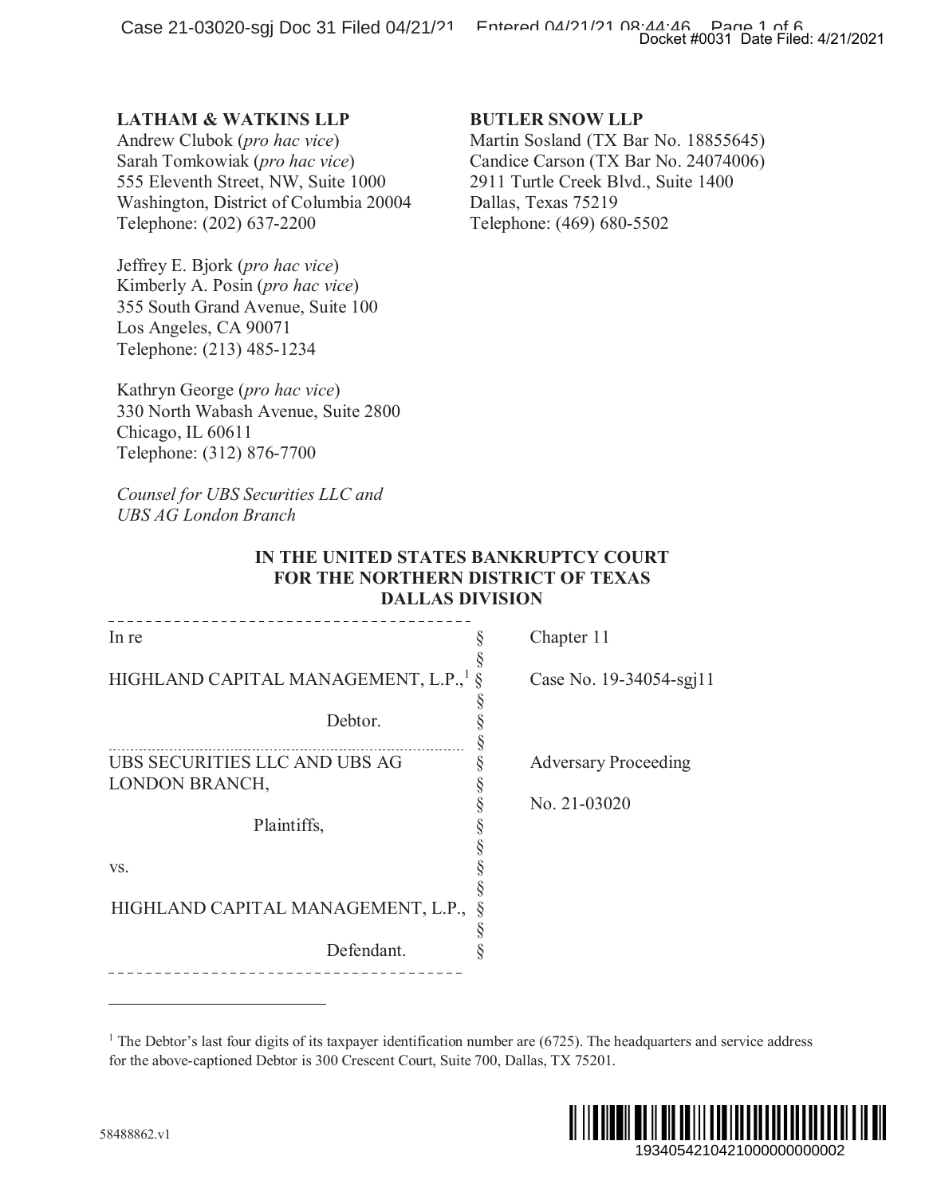**LATHAM & WATKINS LLP**
Andrew Clubok (*pro hac vice*)
Sarah Tomkowiak (*pro hac vice*)
555 Eleventh Street, NW, Suite 1000
Washington, District of Columbia 20004
Telephone: (202) 637-2200

Jeffrey E. Bjork (*pro hac vice*)
Kimberly A. Posin (*pro hac vice*)
355 South Grand Avenue, Suite 100
Los Angeles, CA 90071
Telephone: (213) 485-1234

Kathryn George (*pro hac vice*)
330 North Wabash Avenue, Suite 2800
Chicago, IL 60611
Telephone: (312) 876-7700

*Counsel for UBS Securities LLC and UBS AG London Branch*

**BUTLER SNOW LLP**
Martin Sosland (TX Bar No. 18855645)
Candice Carson (TX Bar No. 24074006)
2911 Turtle Creek Blvd., Suite 1400
Dallas, Texas 75219
Telephone: (469) 680-5502

**IN THE UNITED STATES BANKRUPTCY COURT FOR THE NORTHERN DISTRICT OF TEXAS DALLAS DIVISION**

| | | |
|---|---|---|
| In re | § | Chapter 11 |
| | § | |
| HIGHLAND CAPITAL MANAGEMENT, L.P.,[1] | § | Case No. 19-34054-sgj11 |
| | § | |
| Debtor. | § | |
| | § | |
| UBS SECURITIES LLC AND UBS AG LONDON BRANCH, | § | Adversary Proceeding |
| | § | No. 21-03020 |
| Plaintiffs, | § | |
| | § | |
| vs. | § | |
| | § | |
| HIGHLAND CAPITAL MANAGEMENT, L.P., | § | |
| | § | |
| Defendant. | § | |

[1] The Debtor's last four digits of its taxpayer identification number are (6725). The headquarters and service address for the above-captioned Debtor is 300 Crescent Court, Suite 700, Dallas, TX 75201.

58488862.v1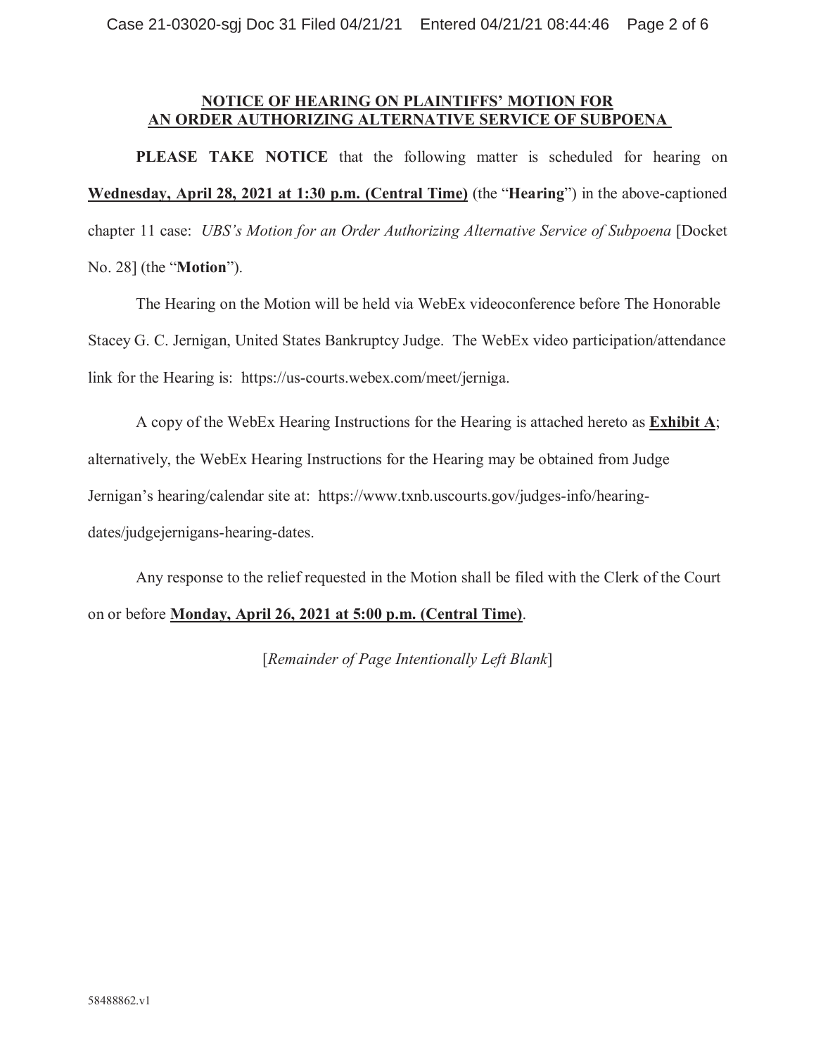## NOTICE OF HEARING ON PLAINTIFFS' MOTION FOR AN ORDER AUTHORIZING ALTERNATIVE SERVICE OF SUBPOENA

**PLEASE TAKE NOTICE** that the following matter is scheduled for hearing on **Wednesday, April 28, 2021 at 1:30 p.m. (Central Time)** (the "**Hearing**") in the above-captioned chapter 11 case: *UBS's Motion for an Order Authorizing Alternative Service of Subpoena* [Docket No. 28] (the "**Motion**").

The Hearing on the Motion will be held via WebEx videoconference before The Honorable Stacey G. C. Jernigan, United States Bankruptcy Judge. The WebEx video participation/attendance link for the Hearing is: https://us-courts.webex.com/meet/jerniga.

A copy of the WebEx Hearing Instructions for the Hearing is attached hereto as **Exhibit A**; alternatively, the WebEx Hearing Instructions for the Hearing may be obtained from Judge Jernigan's hearing/calendar site at: https://www.txnb.uscourts.gov/judges-info/hearing-dates/judgejernigans-hearing-dates.

Any response to the relief requested in the Motion shall be filed with the Clerk of the Court on or before **Monday, April 26, 2021 at 5:00 p.m. (Central Time)**.

[*Remainder of Page Intentionally Left Blank*]

58488862.v1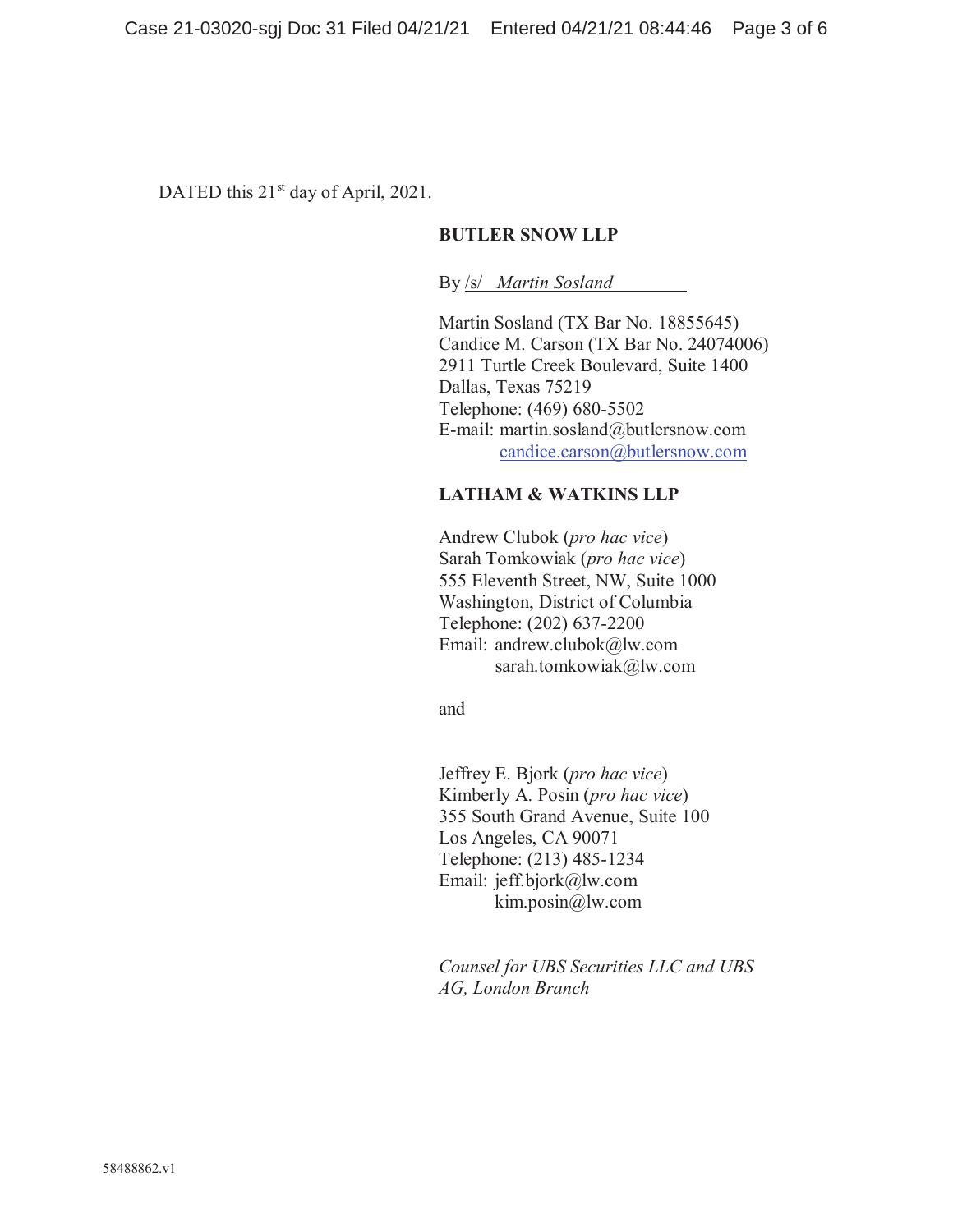DATED this 21st day of April, 2021.

**BUTLER SNOW LLP**

By /s/ *Martin Sosland*

Martin Sosland (TX Bar No. 18855645)
Candice M. Carson (TX Bar No. 24074006)
2911 Turtle Creek Boulevard, Suite 1400
Dallas, Texas 75219
Telephone: (469) 680-5502
E-mail: martin.sosland@butlersnow.com
candice.carson@butlersnow.com

**LATHAM & WATKINS LLP**

Andrew Clubok (*pro hac vice*)
Sarah Tomkowiak (*pro hac vice*)
555 Eleventh Street, NW, Suite 1000
Washington, District of Columbia
Telephone: (202) 637-2200
Email: andrew.clubok@lw.com
sarah.tomkowiak@lw.com

and

Jeffrey E. Bjork (*pro hac vice*)
Kimberly A. Posin (*pro hac vice*)
355 South Grand Avenue, Suite 100
Los Angeles, CA 90071
Telephone: (213) 485-1234
Email: jeff.bjork@lw.com
kim.posin@lw.com

*Counsel for UBS Securities LLC and UBS AG, London Branch*

58488862.v1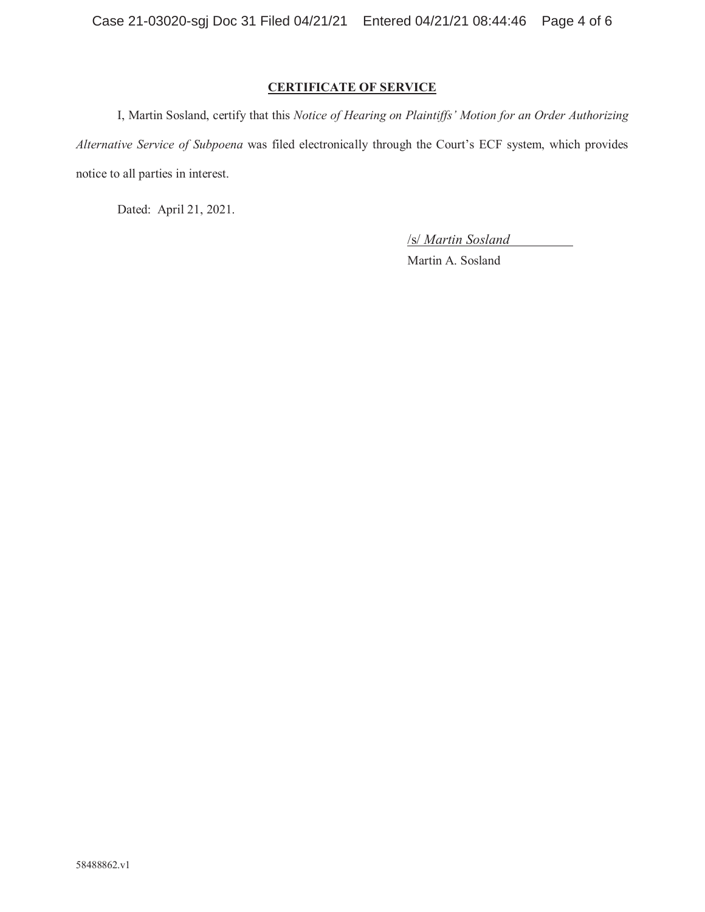**CERTIFICATE OF SERVICE**

I, Martin Sosland, certify that this *Notice of Hearing on Plaintiffs' Motion for an Order Authorizing Alternative Service of Subpoena* was filed electronically through the Court's ECF system, which provides notice to all parties in interest.

Dated: April 21, 2021.

/s/ *Martin Sosland*
Martin A. Sosland

58488862.v1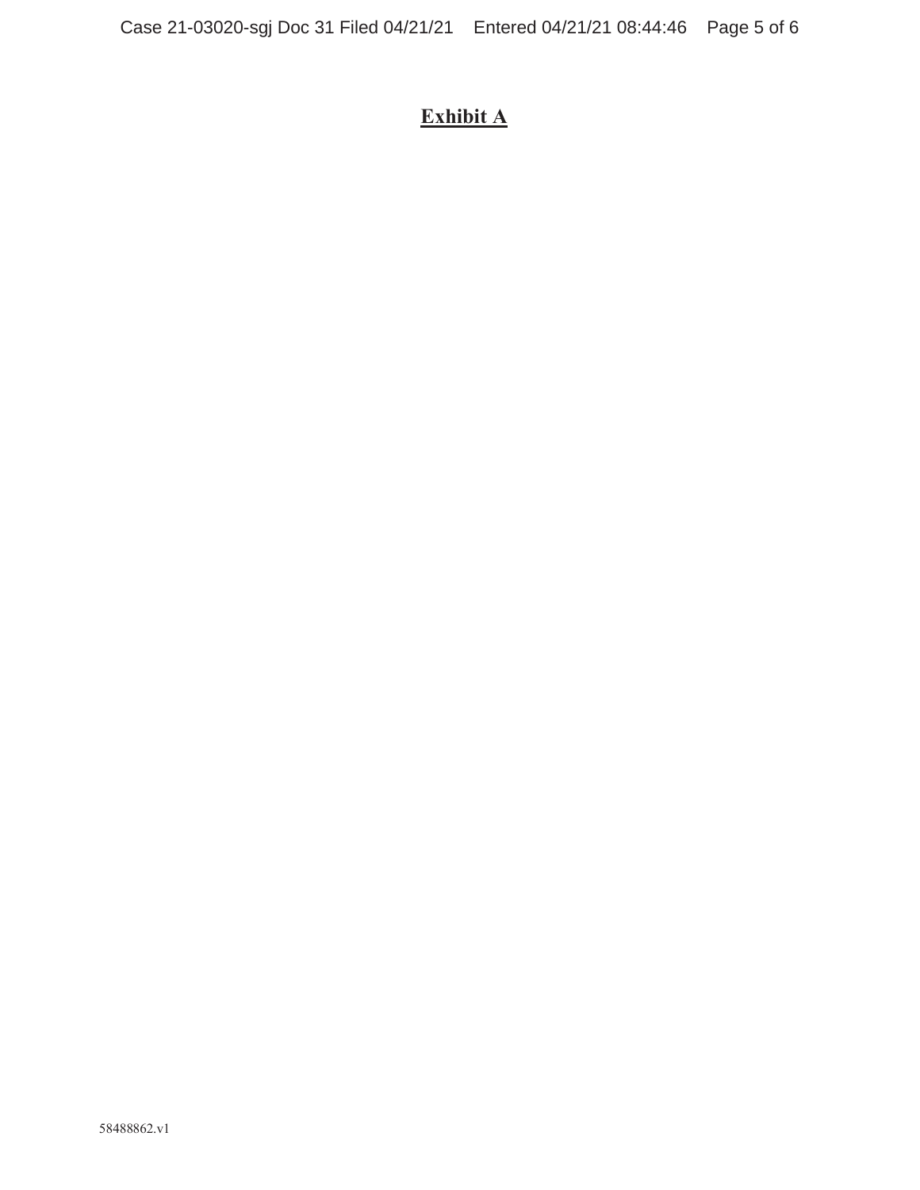# Exhibit A

58488862.v1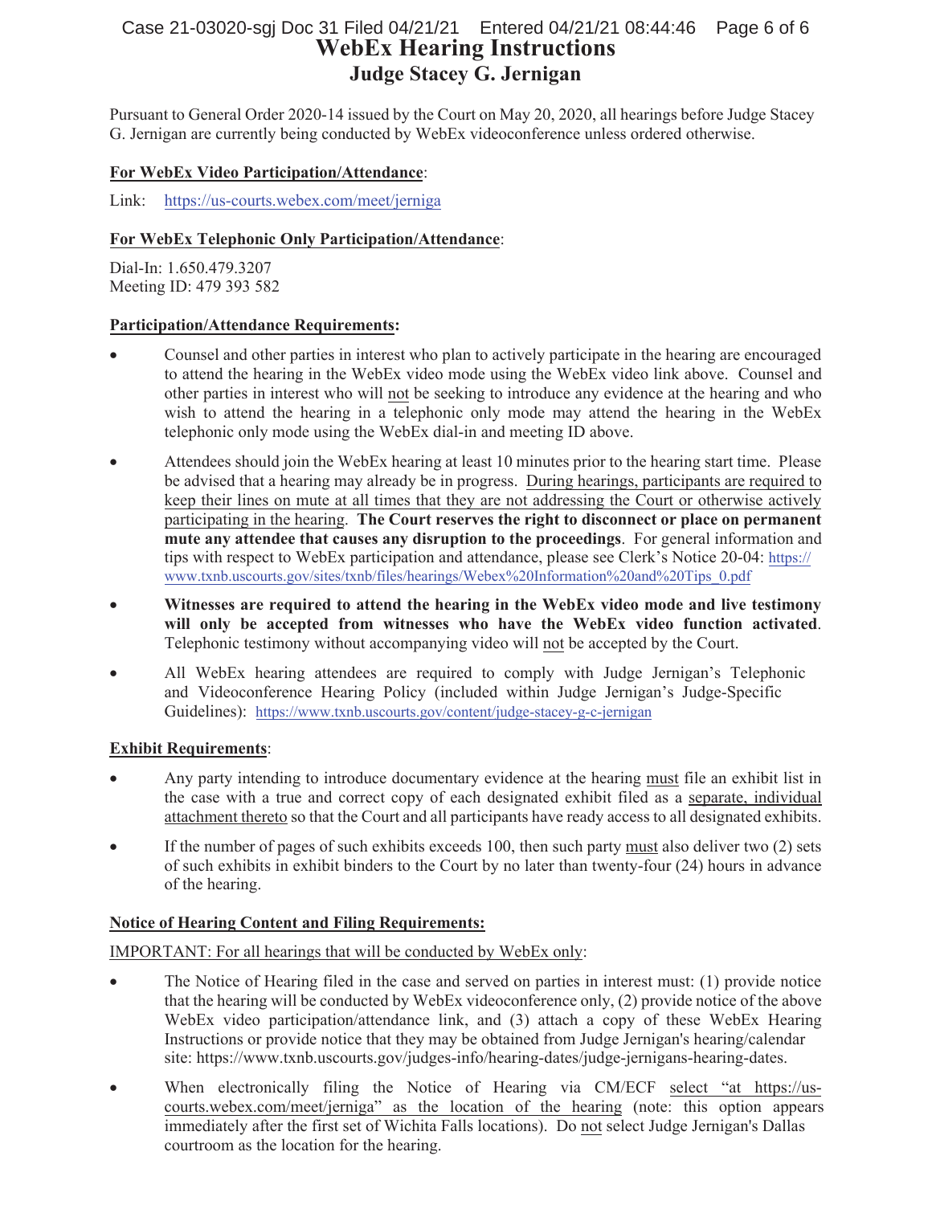# WebEx Hearing Instructions
## Judge Stacey G. Jernigan

Pursuant to General Order 2020-14 issued by the Court on May 20, 2020, all hearings before Judge Stacey G. Jernigan are currently being conducted by WebEx videoconference unless ordered otherwise.

**For WebEx Video Participation/Attendance**:

Link: https://us-courts.webex.com/meet/jerniga

**For WebEx Telephonic Only Participation/Attendance**:

Dial-In: 1.650.479.3207
Meeting ID: 479 393 582

**Participation/Attendance Requirements:**

- Counsel and other parties in interest who plan to actively participate in the hearing are encouraged to attend the hearing in the WebEx video mode using the WebEx video link above. Counsel and other parties in interest who will not be seeking to introduce any evidence at the hearing and who wish to attend the hearing in a telephonic only mode may attend the hearing in the WebEx telephonic only mode using the WebEx dial-in and meeting ID above.
- Attendees should join the WebEx hearing at least 10 minutes prior to the hearing start time. Please be advised that a hearing may already be in progress. During hearings, participants are required to keep their lines on mute at all times that they are not addressing the Court or otherwise actively participating in the hearing. **The Court reserves the right to disconnect or place on permanent mute any attendee that causes any disruption to the proceedings**. For general information and tips with respect to WebEx participation and attendance, please see Clerk's Notice 20-04: https://www.txnb.uscourts.gov/sites/txnb/files/hearings/Webex%20Information%20and%20Tips_0.pdf
- **Witnesses are required to attend the hearing in the WebEx video mode and live testimony will only be accepted from witnesses who have the WebEx video function activated**. Telephonic testimony without accompanying video will not be accepted by the Court.
- All WebEx hearing attendees are required to comply with Judge Jernigan's Telephonic and Videoconference Hearing Policy (included within Judge Jernigan's Judge-Specific Guidelines): https://www.txnb.uscourts.gov/content/judge-stacey-g-c-jernigan

**Exhibit Requirements**:

- Any party intending to introduce documentary evidence at the hearing must file an exhibit list in the case with a true and correct copy of each designated exhibit filed as a separate, individual attachment thereto so that the Court and all participants have ready access to all designated exhibits.
- If the number of pages of such exhibits exceeds 100, then such party must also deliver two (2) sets of such exhibits in exhibit binders to the Court by no later than twenty-four (24) hours in advance of the hearing.

**Notice of Hearing Content and Filing Requirements:**

IMPORTANT: For all hearings that will be conducted by WebEx only:

- The Notice of Hearing filed in the case and served on parties in interest must: (1) provide notice that the hearing will be conducted by WebEx videoconference only, (2) provide notice of the above WebEx video participation/attendance link, and (3) attach a copy of these WebEx Hearing Instructions or provide notice that they may be obtained from Judge Jernigan's hearing/calendar site: https://www.txnb.uscourts.gov/judges-info/hearing-dates/judge-jernigans-hearing-dates.
- When electronically filing the Notice of Hearing via CM/ECF select "at https://us-courts.webex.com/meet/jerniga" as the location of the hearing (note: this option appears immediately after the first set of Wichita Falls locations). Do not select Judge Jernigan's Dallas courtroom as the location for the hearing.